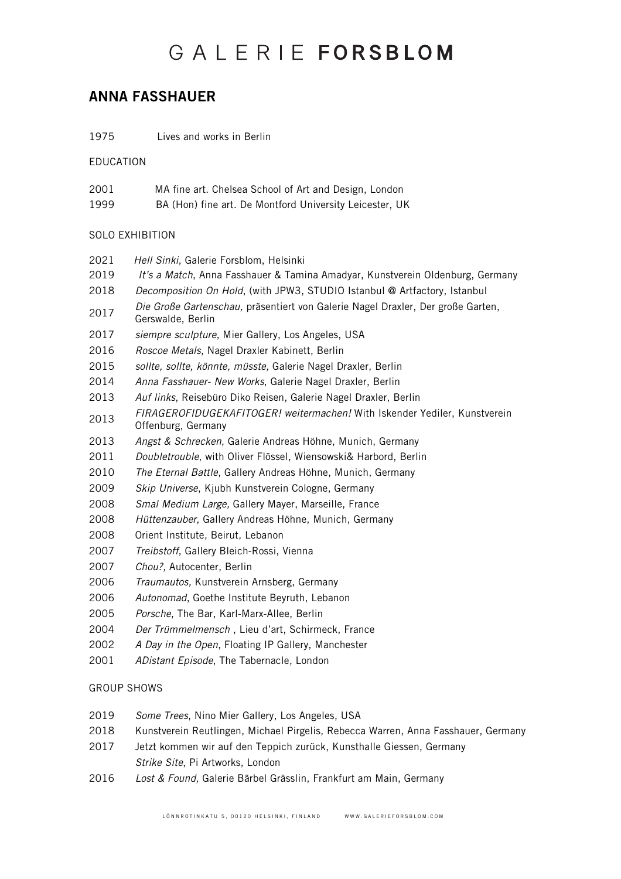# GALERIE FORSBLOM

## ANNA FASSHAUER

1975 Lives and works in Berlin

### EDUCATION

2001 MA fine art. Chelsea School of Art and Design, London
1999 BA (Hon) fine art. De Montford University Leicester, UK

### SOLO EXHIBITION

2021 *Hell Sinki*, Galerie Forsblom, Helsinki
2019 *It's a Match*, Anna Fasshauer & Tamina Amadyar, Kunstverein Oldenburg, Germany
2018 *Decomposition On Hold*, (with JPW3, STUDIO Istanbul @ Artfactory, Istanbul
2017 *Die Große Gartenschau,* präsentiert von Galerie Nagel Draxler, Der große Garten, Gerswalde, Berlin
2017 *siempre sculpture*, Mier Gallery, Los Angeles, USA
2016 *Roscoe Metals*, Nagel Draxler Kabinett, Berlin
2015 *sollte, sollte, könnte, müsste,* Galerie Nagel Draxler, Berlin
2014 *Anna Fasshauer- New Works*, Galerie Nagel Draxler, Berlin
2013 *Auf links*, Reisebüro Diko Reisen, Galerie Nagel Draxler, Berlin
2013 *FIRAGEROFIDUGEKAFITOGER! weitermachen!* With Iskender Yediler, Kunstverein Offenburg, Germany
2013 *Angst & Schrecken*, Galerie Andreas Höhne, Munich, Germany
2011 *Doubletrouble*, with Oliver Flössel, Wiensowski& Harbord, Berlin
2010 *The Eternal Battle*, Gallery Andreas Höhne, Munich, Germany
2009 *Skip Universe*, Kjubh Kunstverein Cologne, Germany
2008 *Smal Medium Large,* Gallery Mayer, Marseille, France
2008 *Hüttenzauber*, Gallery Andreas Höhne, Munich, Germany
2008 Orient Institute, Beirut, Lebanon
2007 *Treibstoff*, Gallery Bleich-Rossi, Vienna
2007 *Chou?,* Autocenter, Berlin
2006 *Traumautos,* Kunstverein Arnsberg, Germany
2006 *Autonomad*, Goethe Institute Beyruth, Lebanon
2005 *Porsche*, The Bar, Karl-Marx-Allee, Berlin
2004 *Der Trümmelmensch* , Lieu d'art, Schirmeck, France
2002 *A Day in the Open*, Floating IP Gallery, Manchester
2001 *ADistant Episode*, The Tabernacle, London

### GROUP SHOWS

2019 *Some Trees*, Nino Mier Gallery, Los Angeles, USA
2018 Kunstverein Reutlingen, Michael Pirgelis, Rebecca Warren, Anna Fasshauer, Germany
2017 Jetzt kommen wir auf den Teppich zurück, Kunsthalle Giessen, Germany
*Strike Site*, Pi Artworks, London
2016 *Lost & Found,* Galerie Bärbel Grässlin, Frankfurt am Main, Germany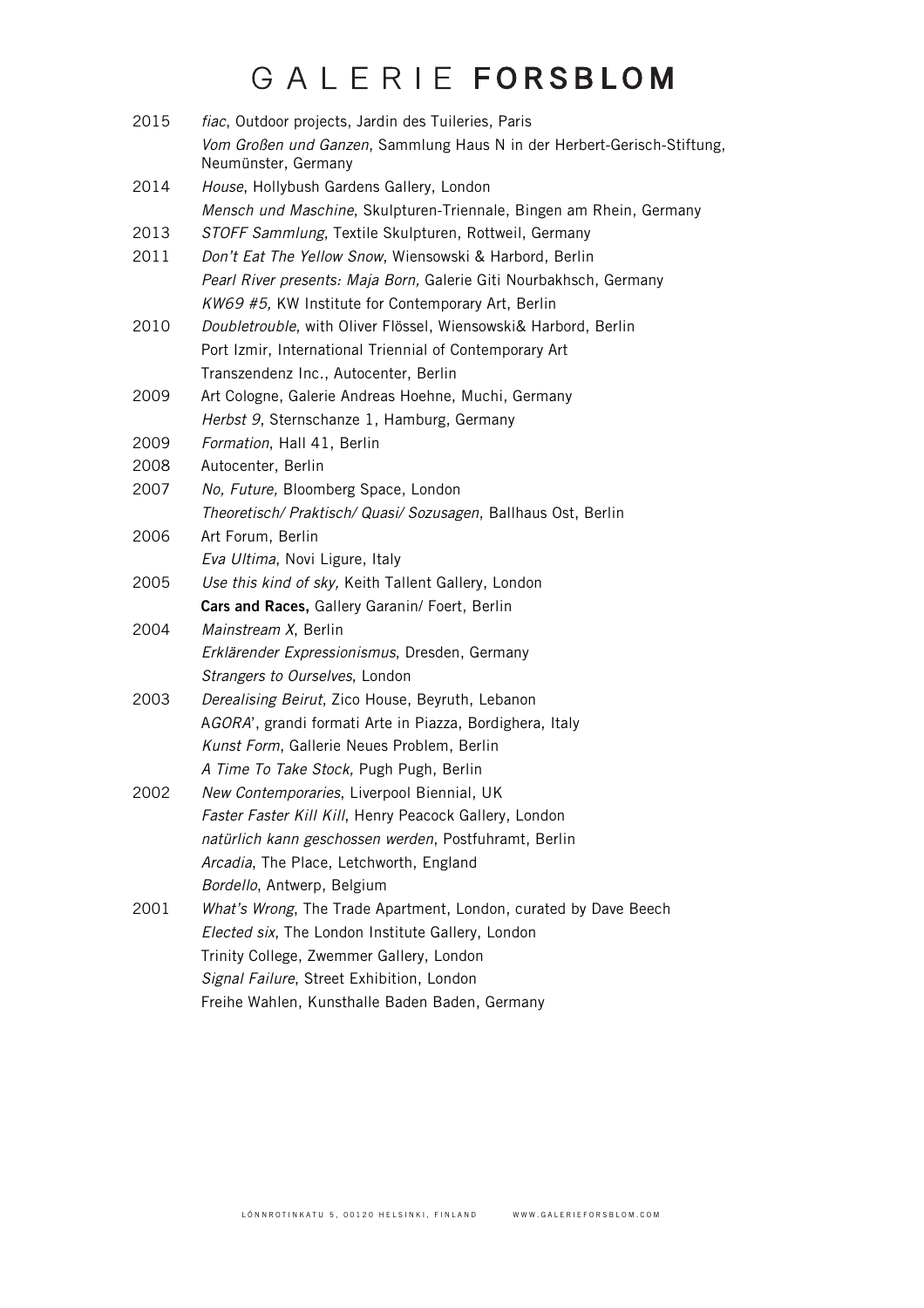# GALERIE **FORSBLOM**

| | |
|---|---|
| 2015 | *fiac*, Outdoor projects, Jardin des Tuileries, Paris |
| | *Vom Großen und Ganzen*, Sammlung Haus N in der Herbert-Gerisch-Stiftung, Neumünster, Germany |
| 2014 | *House*, Hollybush Gardens Gallery, London |
| | *Mensch und Maschine*, Skulpturen-Triennale, Bingen am Rhein, Germany |
| 2013 | *STOFF Sammlung*, Textile Skulpturen, Rottweil, Germany |
| 2011 | *Don't Eat The Yellow Snow*, Wiensowski & Harbord, Berlin |
| | *Pearl River presents: Maja Born,* Galerie Giti Nourbakhsch, Germany |
| | *KW69 #5,* KW Institute for Contemporary Art, Berlin |
| 2010 | *Doubletrouble*, with Oliver Flössel, Wiensowski& Harbord, Berlin |
| | Port Izmir, International Triennial of Contemporary Art |
| | Transzendenz Inc., Autocenter, Berlin |
| 2009 | Art Cologne, Galerie Andreas Hoehne, Muchi, Germany |
| | *Herbst 9*, Sternschanze 1, Hamburg, Germany |
| 2009 | *Formation*, Hall 41, Berlin |
| 2008 | Autocenter, Berlin |
| 2007 | *No, Future,* Bloomberg Space, London |
| | *Theoretisch/ Praktisch/ Quasi/ Sozusagen*, Ballhaus Ost, Berlin |
| 2006 | Art Forum, Berlin |
| | *Eva Ultima*, Novi Ligure, Italy |
| 2005 | *Use this kind of sky,* Keith Tallent Gallery, London |
| | **Cars and Races,** Gallery Garanin/ Foert, Berlin |
| 2004 | *Mainstream X*, Berlin |
| | *Erklärender Expressionismus*, Dresden, Germany |
| | *Strangers to Ourselves*, London |
| 2003 | *Derealising Beirut*, Zico House, Beyruth, Lebanon |
| | A*GORA*', grandi formati Arte in Piazza, Bordighera, Italy |
| | *Kunst Form*, Gallerie Neues Problem, Berlin |
| | *A Time To Take Stock,* Pugh Pugh, Berlin |
| 2002 | *New Contemporaries*, Liverpool Biennial, UK |
| | *Faster Faster Kill Kill*, Henry Peacock Gallery, London |
| | *natürlich kann geschossen werden*, Postfuhramt, Berlin |
| | *Arcadia*, The Place, Letchworth, England |
| | *Bordello*, Antwerp, Belgium |
| 2001 | *What's Wrong*, The Trade Apartment, London, curated by Dave Beech |
| | *Elected six*, The London Institute Gallery, London |
| | Trinity College, Zwemmer Gallery, London |
| | *Signal Failure*, Street Exhibition, London |
| | Freihe Wahlen, Kunsthalle Baden Baden, Germany |

LÖNNROTINKATU 5, 00120 HELSINKI, FINLAND    WWW.GALERIEFORSBLOM.COM